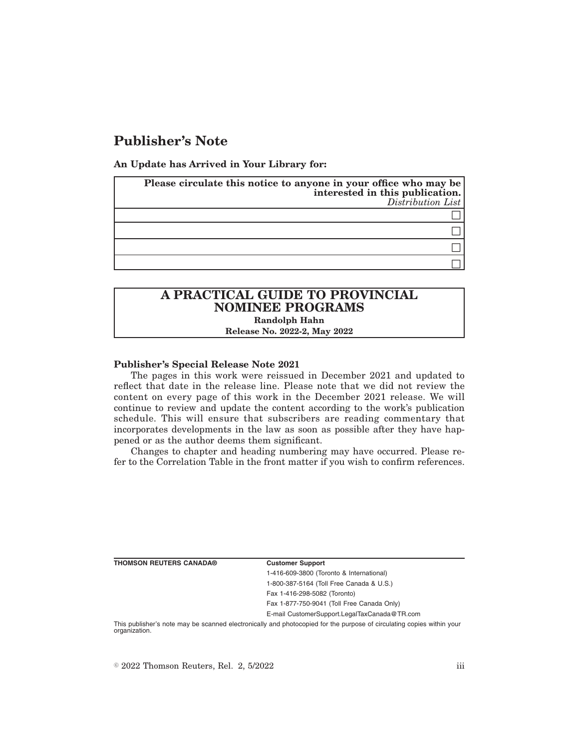# Publisher's Note

**An Update has Arrived in Your Library for:**

| **Please circulate this notice to anyone in your office who may be interested in this publication.** *Distribution List* |
| --- |
| ☐ |
| ☐ |
| ☐ |
| ☐ |

## A PRACTICAL GUIDE TO PROVINCIAL NOMINEE PROGRAMS

**Randolph Hahn**

**Release No. 2022-2, May 2022**

**Publisher's Special Release Note 2021**

The pages in this work were reissued in December 2021 and updated to reflect that date in the release line. Please note that we did not review the content on every page of this work in the December 2021 release. We will continue to review and update the content according to the work's publication schedule. This will ensure that subscribers are reading commentary that incorporates developments in the law as soon as possible after they have happened or as the author deems them significant.

Changes to chapter and heading numbering may have occurred. Please refer to the Correlation Table in the front matter if you wish to confirm references.

**THOMSON REUTERS CANADA®**

**Customer Support**

1-416-609-3800 (Toronto & International)

1-800-387-5164 (Toll Free Canada & U.S.)

Fax 1-416-298-5082 (Toronto)

Fax 1-877-750-9041 (Toll Free Canada Only)

E-mail CustomerSupport.LegalTaxCanada@TR.com

This publisher's note may be scanned electronically and photocopied for the purpose of circulating copies within your organization.

© 2022 Thomson Reuters, Rel. 2, 5/2022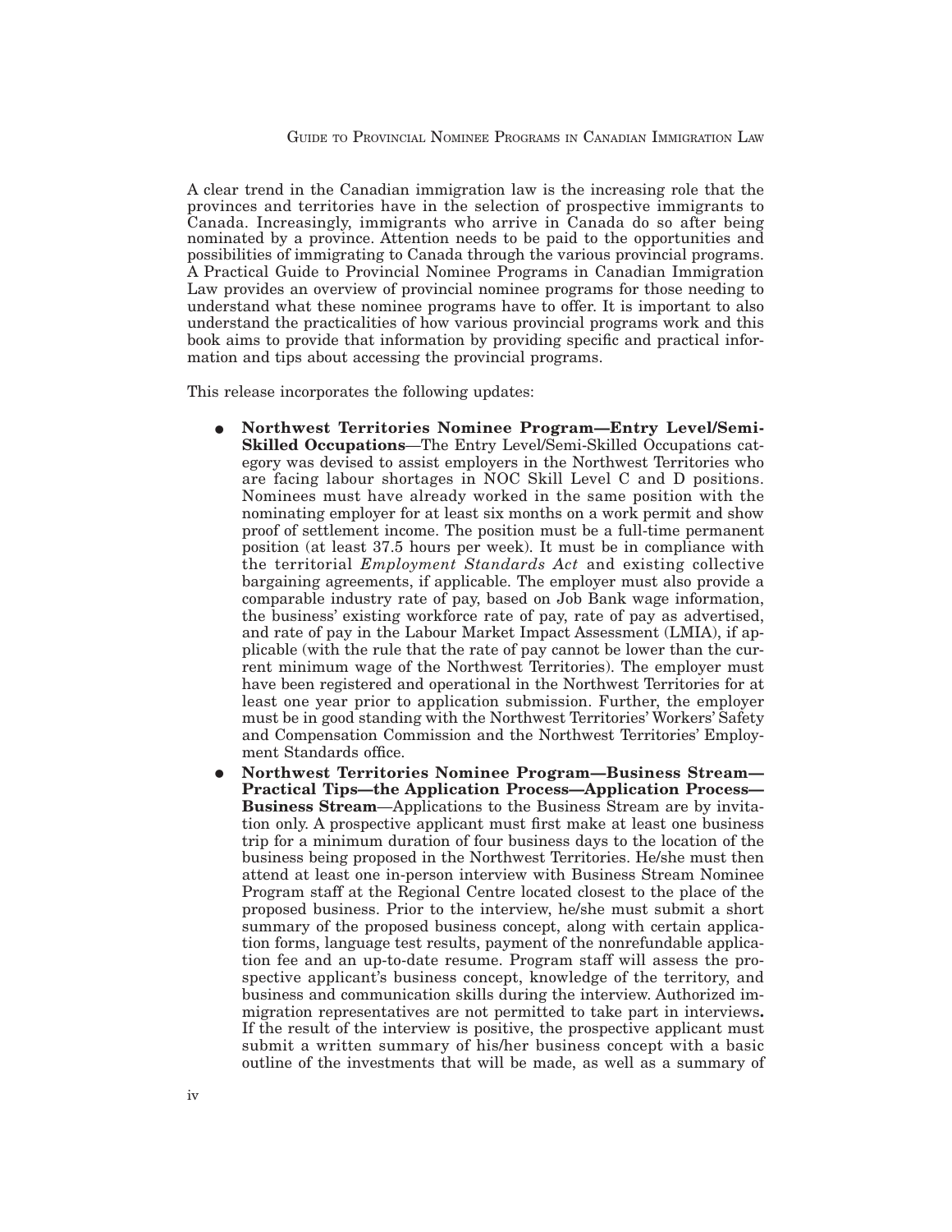A clear trend in the Canadian immigration law is the increasing role that the provinces and territories have in the selection of prospective immigrants to Canada. Increasingly, immigrants who arrive in Canada do so after being nominated by a province. Attention needs to be paid to the opportunities and possibilities of immigrating to Canada through the various provincial programs. A Practical Guide to Provincial Nominee Programs in Canadian Immigration Law provides an overview of provincial nominee programs for those needing to understand what these nominee programs have to offer. It is important to also understand the practicalities of how various provincial programs work and this book aims to provide that information by providing specific and practical information and tips about accessing the provincial programs.

This release incorporates the following updates:

- **Northwest Territories Nominee Program—Entry Level/Semi-Skilled Occupations**—The Entry Level/Semi-Skilled Occupations category was devised to assist employers in the Northwest Territories who are facing labour shortages in NOC Skill Level C and D positions. Nominees must have already worked in the same position with the nominating employer for at least six months on a work permit and show proof of settlement income. The position must be a full-time permanent position (at least 37.5 hours per week). It must be in compliance with the territorial *Employment Standards Act* and existing collective bargaining agreements, if applicable. The employer must also provide a comparable industry rate of pay, based on Job Bank wage information, the business' existing workforce rate of pay, rate of pay as advertised, and rate of pay in the Labour Market Impact Assessment (LMIA), if applicable (with the rule that the rate of pay cannot be lower than the current minimum wage of the Northwest Territories). The employer must have been registered and operational in the Northwest Territories for at least one year prior to application submission. Further, the employer must be in good standing with the Northwest Territories' Workers' Safety and Compensation Commission and the Northwest Territories' Employment Standards office.
- **Northwest Territories Nominee Program—Business Stream—Practical Tips—the Application Process—Application Process—Business Stream**—Applications to the Business Stream are by invitation only. A prospective applicant must first make at least one business trip for a minimum duration of four business days to the location of the business being proposed in the Northwest Territories. He/she must then attend at least one in-person interview with Business Stream Nominee Program staff at the Regional Centre located closest to the place of the proposed business. Prior to the interview, he/she must submit a short summary of the proposed business concept, along with certain application forms, language test results, payment of the nonrefundable application fee and an up-to-date resume. Program staff will assess the prospective applicant's business concept, knowledge of the territory, and business and communication skills during the interview. Authorized immigration representatives are not permitted to take part in interviews**.** If the result of the interview is positive, the prospective applicant must submit a written summary of his/her business concept with a basic outline of the investments that will be made, as well as a summary of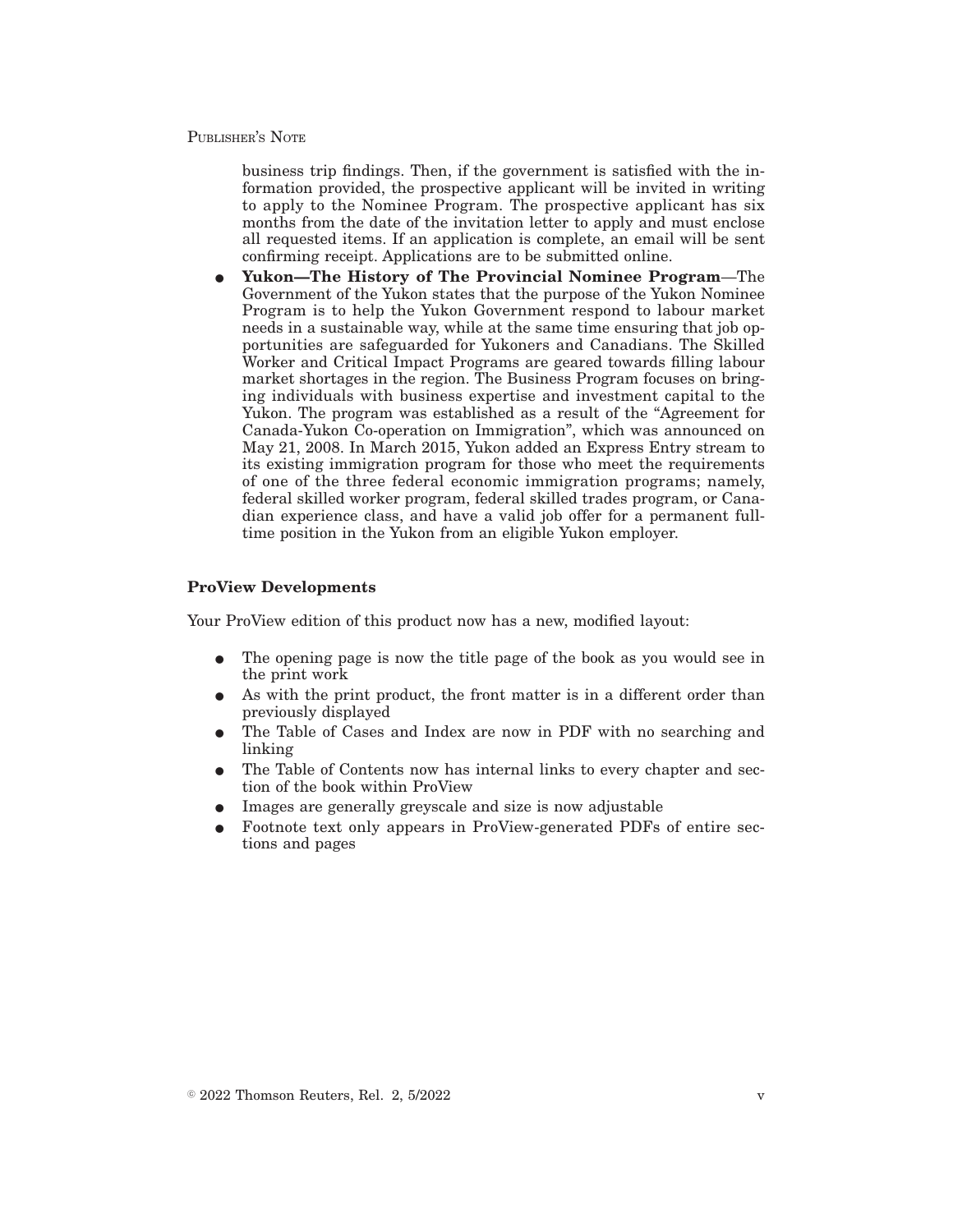business trip findings. Then, if the government is satisfied with the information provided, the prospective applicant will be invited in writing to apply to the Nominee Program. The prospective applicant has six months from the date of the invitation letter to apply and must enclose all requested items. If an application is complete, an email will be sent confirming receipt. Applications are to be submitted online.

- **Yukon—The History of The Provincial Nominee Program**—The Government of the Yukon states that the purpose of the Yukon Nominee Program is to help the Yukon Government respond to labour market needs in a sustainable way, while at the same time ensuring that job opportunities are safeguarded for Yukoners and Canadians. The Skilled Worker and Critical Impact Programs are geared towards filling labour market shortages in the region. The Business Program focuses on bringing individuals with business expertise and investment capital to the Yukon. The program was established as a result of the "Agreement for Canada-Yukon Co-operation on Immigration", which was announced on May 21, 2008. In March 2015, Yukon added an Express Entry stream to its existing immigration program for those who meet the requirements of one of the three federal economic immigration programs; namely, federal skilled worker program, federal skilled trades program, or Canadian experience class, and have a valid job offer for a permanent full-time position in the Yukon from an eligible Yukon employer.

**ProView Developments**

Your ProView edition of this product now has a new, modified layout:

- The opening page is now the title page of the book as you would see in the print work
- As with the print product, the front matter is in a different order than previously displayed
- The Table of Cases and Index are now in PDF with no searching and linking
- The Table of Contents now has internal links to every chapter and section of the book within ProView
- Images are generally greyscale and size is now adjustable
- Footnote text only appears in ProView-generated PDFs of entire sections and pages